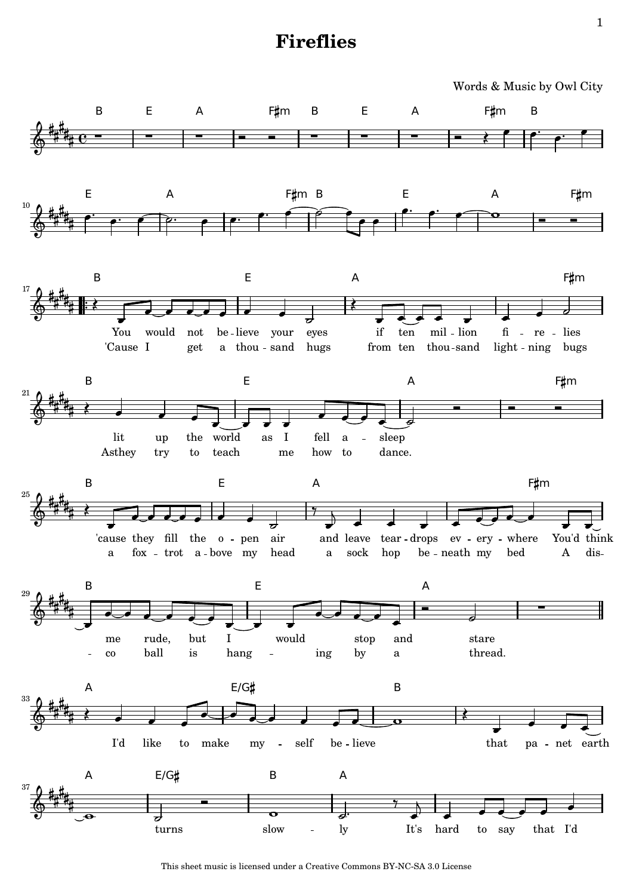# Fireflies

Words & Music by Owl City

This sheet music is licensed under a Creative Commons BY-NC-SA 3.0 License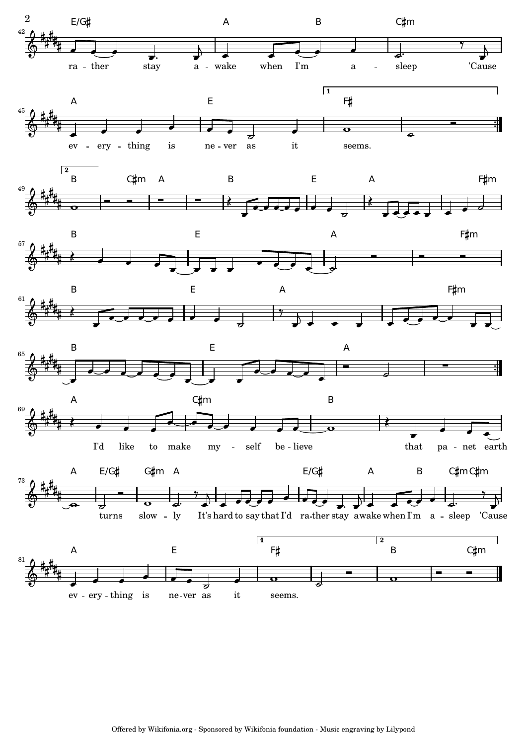ra - ther stay a - wake when I'm a - sleep 'Cause

ev - ery - thing is ne - ver as it seems.

I'd like to make my - self be - lieve that pa - net earth

turns slow - ly It's hard to say that I'd ra-ther stay awake when I'm a - sleep 'Cause

ev - ery - thing is ne - ver as it seems.